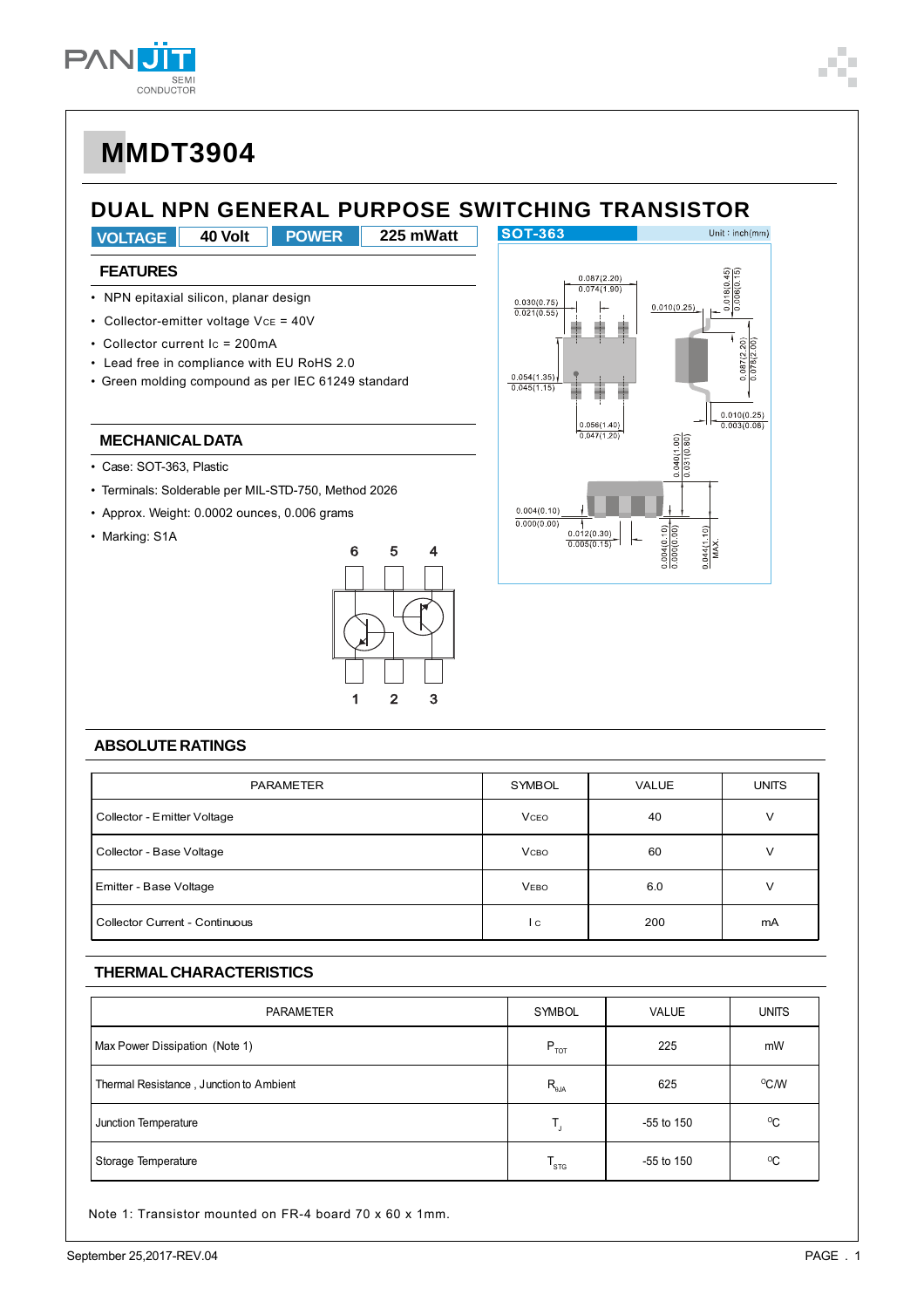# MMDT3904

## DUAL NPN GENERAL PURPOSE SWITCHING TRANSISTOR

| VOLTAGE | 40 Volt | POWER | 225 mWatt |
|---|---|---|---|

### FEATURES

- NPN epitaxial silicon, planar design
- Collector-emitter voltage $V_{CE}$ = 40V
- Collector current $I_C$ = 200mA
- Lead free in compliance with EU RoHS 2.0
- Green molding compound as per IEC 61249 standard

### MECHANICAL DATA

- Case: SOT-363, Plastic
- Terminals: Solderable per MIL-STD-750, Method 2026
- Approx. Weight: 0.0002 ounces, 0.006 grams
- Marking: S1A

SOT-363 Unit : inch(mm)

### ABSOLUTE RATINGS

| PARAMETER | SYMBOL | VALUE | UNITS |
|---|---|---|---|
| Collector - Emitter Voltage | $V_{CEO}$ | 40 | V |
| Collector - Base Voltage | $V_{CBO}$ | 60 | V |
| Emitter - Base Voltage | $V_{EBO}$ | 6.0 | V |
| Collector Current - Continuous | $I_C$ | 200 | mA |

### THERMAL CHARACTERISTICS

| PARAMETER | SYMBOL | VALUE | UNITS |
|---|---|---|---|
| Max Power Dissipation (Note 1) | $P_{TOT}$ | 225 | mW |
| Thermal Resistance , Junction to Ambient | $R_{θJA}$ | 625 | °C/W |
| Junction Temperature | $T_J$ | -55 to 150 | °C |
| Storage Temperature | $T_{STG}$ | -55 to 150 | °C |

Note 1: Transistor mounted on FR-4 board 70 x 60 x 1mm.

September 25,2017-REV.04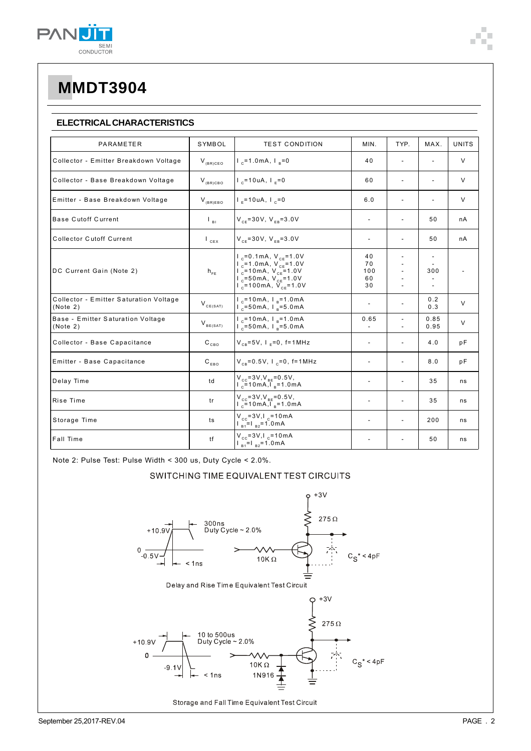# MMDT3904

## ELECTRICAL CHARACTERISTICS

| PARAMETER | SYMBOL | TEST CONDITION | MIN. | TYP. | MAX. | UNITS |
|---|---|---|---|---|---|---|
| Collector - Emitter Breakdown Voltage | $V_{(BR)CEO}$ | $I_C$=1.0mA, $I_B$=0 | 40 | - | - | V |
| Collector - Base Breakdown Voltage | $V_{(BR)CBO}$ | $I_C$=10uA, $I_E$=0 | 60 | - | - | V |
| Emitter - Base Breakdown Voltage | $V_{(BR)EBO}$ | $I_E$=10uA, $I_C$=0 | 6.0 | - | - | V |
| Base Cutoff Current | $I_{BI}$ | $V_{CE}$=30V, $V_{EB}$=3.0V | - | - | 50 | nA |
| Collector Cutoff Current | $I_{CEX}$ | $V_{CE}$=30V, $V_{EB}$=3.0V | - | - | 50 | nA |
| DC Current Gain (Note 2) | $h_{FE}$ | $I_C$=0.1mA, $V_{CE}$=1.0V<br>$I_C$=1.0mA, $V_{CE}$=1.0V<br>$I_C$=10mA, $V_{CE}$=1.0V<br>$I_C$=50mA, $V_{CE}$=1.0V<br>$I_C$=100mA, $V_{CE}$=1.0V | 40<br>70<br>100<br>60<br>30 | -<br>-<br>-<br>-<br>- | -<br>-<br>300<br>-<br>- | - |
| Collector - Emitter Saturation Voltage (Note 2) | $V_{CE(SAT)}$ | $I_C$=10mA, $I_B$=1.0mA<br>$I_C$=50mA, $I_B$=5.0mA | - | - | 0.2<br>0.3 | V |
| Base - Emitter Saturation Voltage (Note 2) | $V_{BE(SAT)}$ | $I_C$=10mA, $I_B$=1.0mA<br>$I_C$=50mA, $I_B$=5.0mA | 0.65<br>- | -<br>- | 0.85<br>0.95 | V |
| Collector - Base Capacitance | $C_{CBO}$ | $V_{CB}$=5V, $I_E$=0, f=1MHz | - | - | 4.0 | pF |
| Emitter - Base Capacitance | $C_{EBO}$ | $V_{CB}$=0.5V, $I_C$=0, f=1MHz | - | - | 8.0 | pF |
| Delay Time | td | $V_{CC}$=3V,$V_{BE}$=0.5V,<br>$I_C$=10mA,$I_B$=1.0mA | - | - | 35 | ns |
| Rise Time | tr | $V_{CC}$=3V,$V_{BE}$=0.5V,<br>$I_C$=10mA,$I_B$=1.0mA | - | - | 35 | ns |
| Storage Time | ts | $V_{CC}$=3V,$I_C$=10mA<br>$I_{B1}$=$I_{B2}$=1.0mA | - | - | 200 | ns |
| Fall Time | tf | $V_{CC}$=3V,$I_C$=10mA<br>$I_{B1}$=$I_{B2}$=1.0mA | - | - | 50 | ns |

Note 2: Pulse Test: Pulse Width < 300 us, Duty Cycle < 2.0%.

SWITCHING TIME EQUIVALENT TEST CIRCUITS

+3V, 275 Ω, 300ns, Duty Cycle ~ 2.0%, +10.9V, 0, -0.5V, < 1ns, 10K Ω, $C_S$* < 4pF

Delay and Rise Time Equivalent Test Circuit

+3V, 275 Ω, 10 to 500us, Duty Cycle ~ 2.0%, +10.9V, 0, -9.1V, < 1ns, 10K Ω, 1N916, $C_S$* < 4pF

Storage and Fall Time Equivalent Test Circuit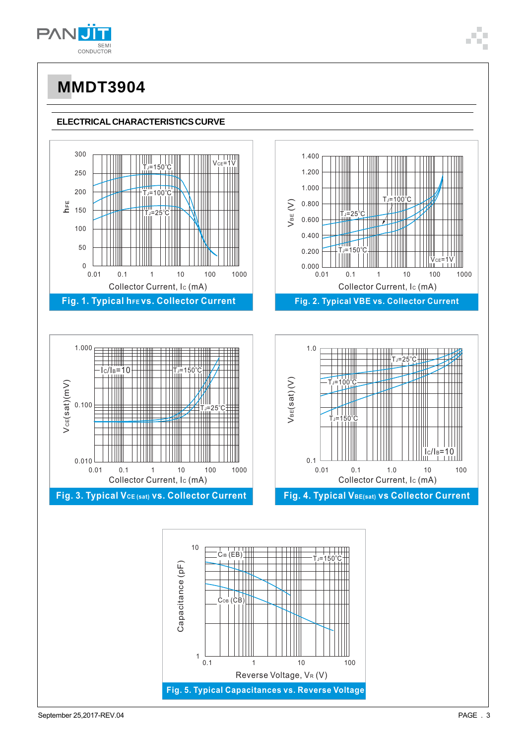# MMDT3904

## ELECTRICAL CHARACTERISTICS CURVE

Fig. 1. Typical $h_{FE}$ vs. Collector Current

Fig. 2. Typical VBE vs. Collector Current

Fig. 3. Typical $V_{CE(sat)}$ vs. Collector Current

Fig. 4. Typical $V_{BE(sat)}$ vs Collector Current

Fig. 5. Typical Capacitances vs. Reverse Voltage

September 25,2017-REV.04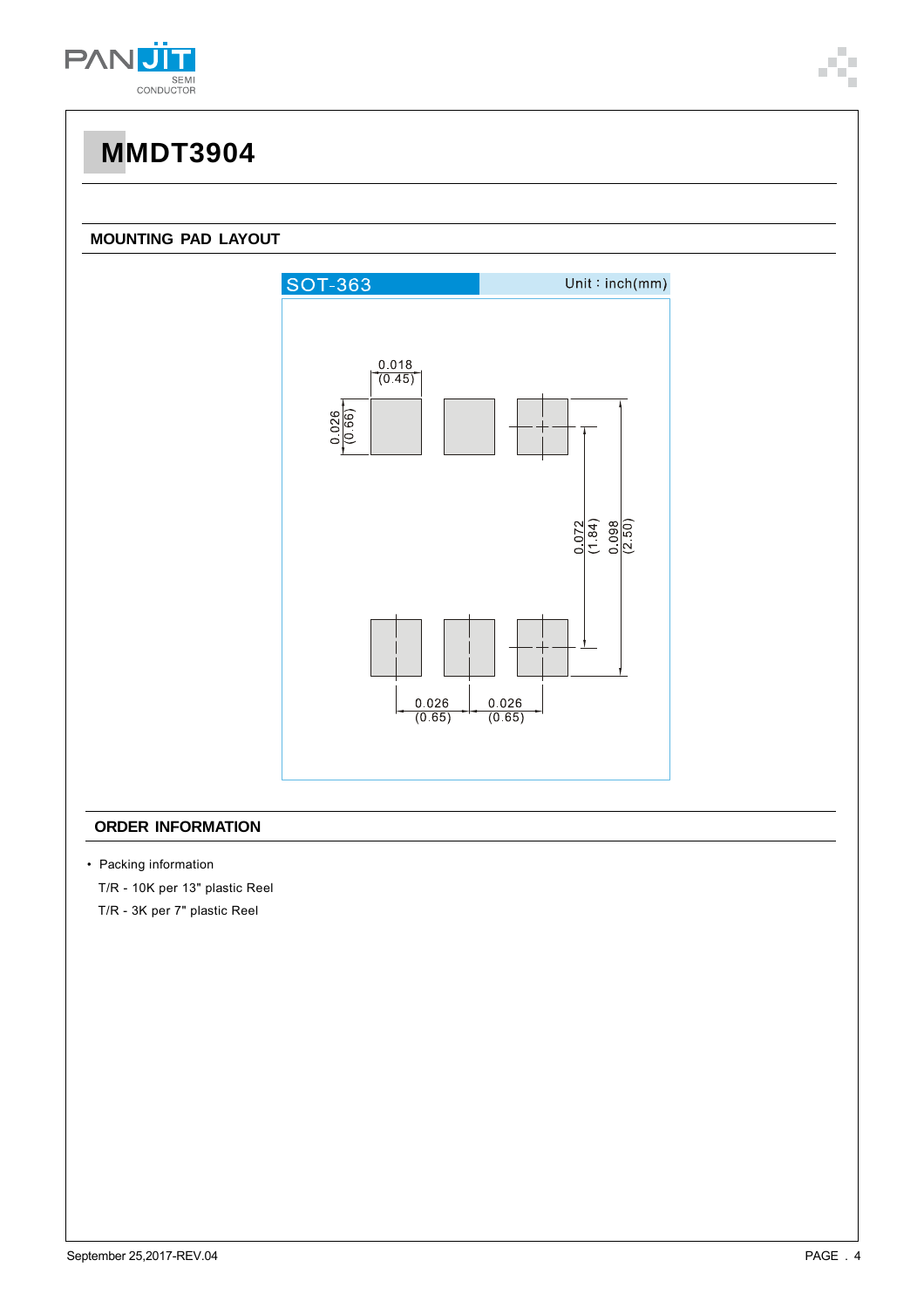# MMDT3904

## MOUNTING PAD LAYOUT

SOT-363 Unit : inch(mm)

0.018 (0.45)

0.026 (0.66)

0.072 (1.84)

0.098 (2.50)

0.026 (0.65) 0.026 (0.65)

## ORDER INFORMATION

- Packing information

  T/R - 10K per 13" plastic Reel

  T/R - 3K per 7" plastic Reel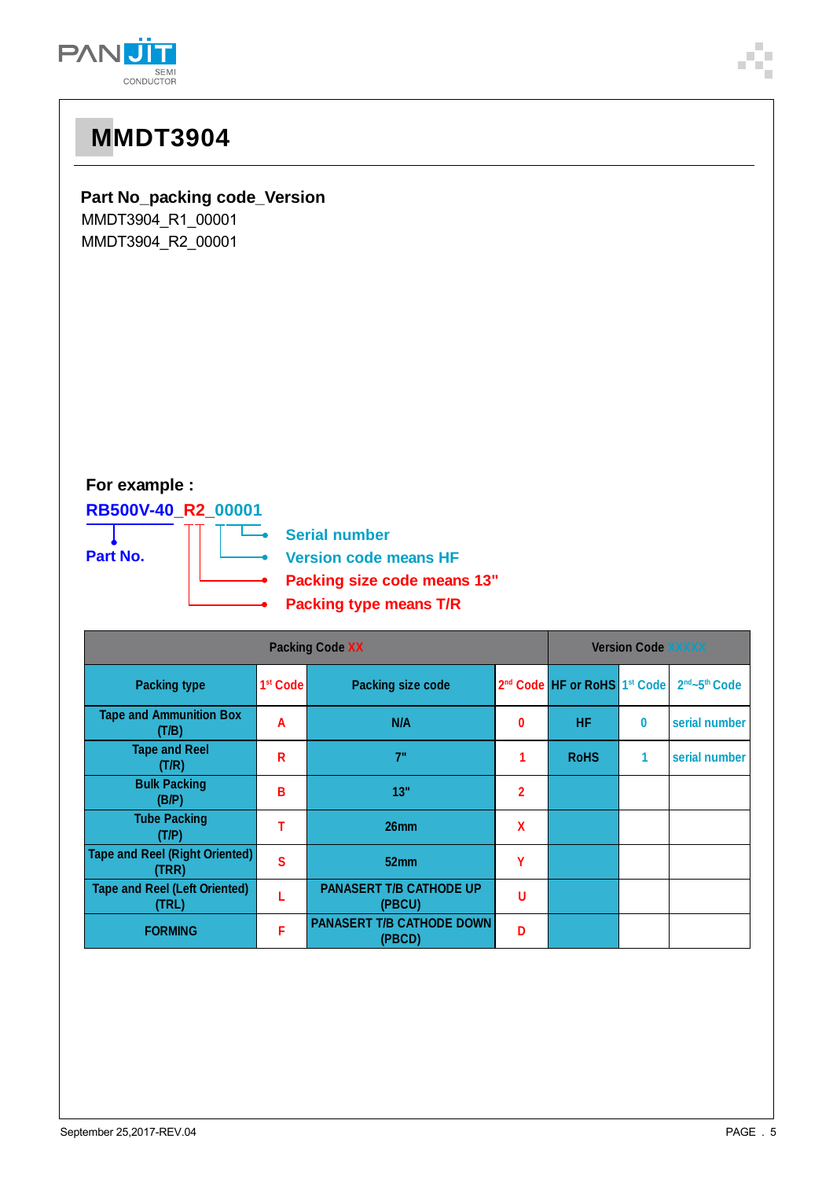# MMDT3904

**Part No_packing code_Version**

MMDT3904_R1_00001

MMDT3904_R2_00001

**For example :**

**RB500V-40_R2_00001**

- **Part No.**
- **Serial number**
- **Version code means HF**
- **Packing size code means 13"**
- **Packing type means T/R**

| Packing Code XX | | | | Version Code XXXXX | | |
|---|---|---|---|---|---|---|
| Packing type | 1st Code | Packing size code | 2nd Code | HF or RoHS | 1st Code | 2nd~5th Code |
| Tape and Ammunition Box (T/B) | A | N/A | 0 | HF | 0 | serial number |
| Tape and Reel (T/R) | R | 7" | 1 | RoHS | 1 | serial number |
| Bulk Packing (B/P) | B | 13" | 2 | | | |
| Tube Packing (T/P) | T | 26mm | X | | | |
| Tape and Reel (Right Oriented) (TRR) | S | 52mm | Y | | | |
| Tape and Reel (Left Oriented) (TRL) | L | PANASERT T/B CATHODE UP (PBCU) | U | | | |
| FORMING | F | PANASERT T/B CATHODE DOWN (PBCD) | D | | | |

September 25,2017-REV.04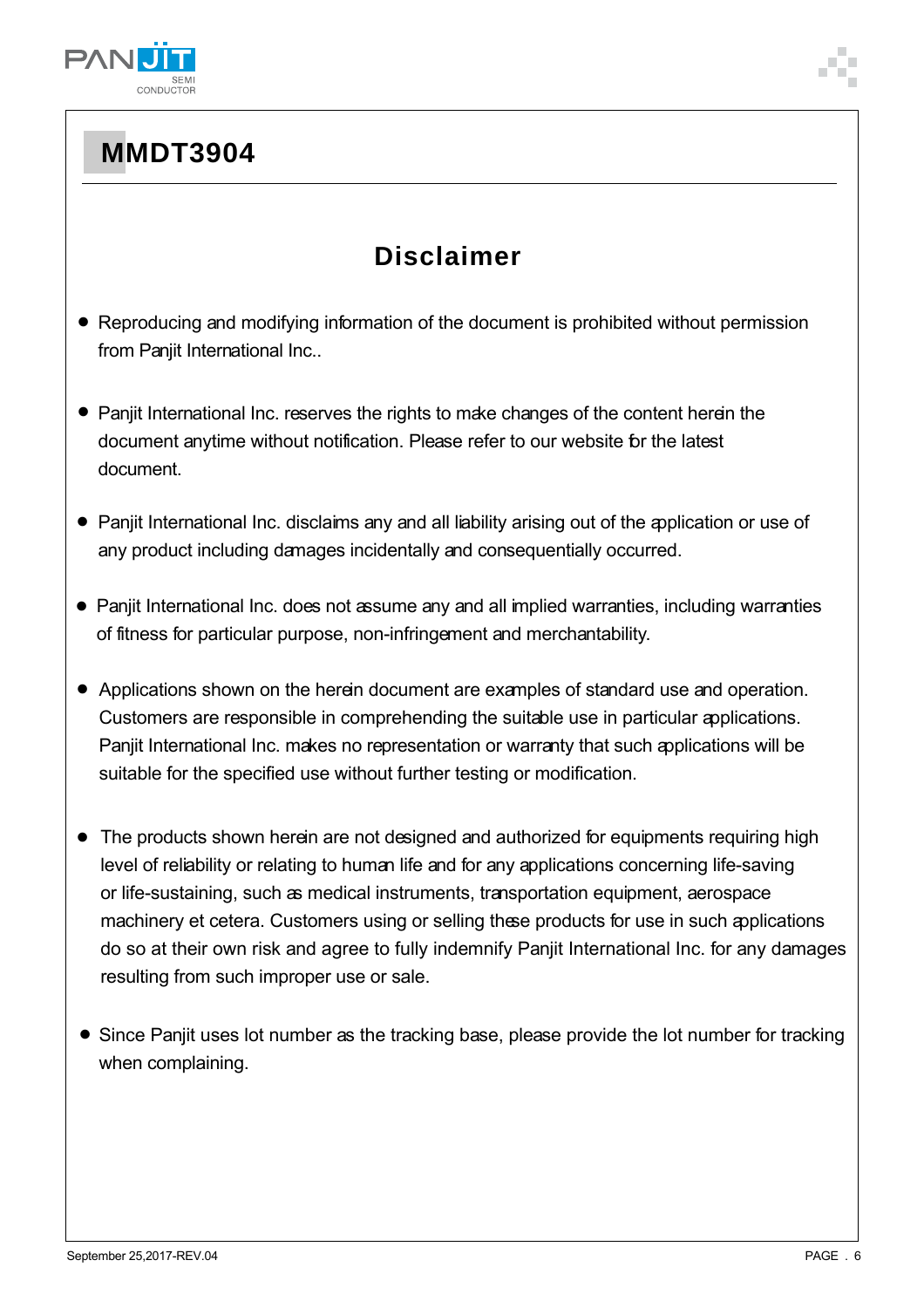# MMDT3904

## Disclaimer

- Reproducing and modifying information of the document is prohibited without permission from Panjit International Inc..
- Panjit International Inc. reserves the rights to make changes of the content herein the document anytime without notification. Please refer to our website for the latest document.
- Panjit International Inc. disclaims any and all liability arising out of the application or use of any product including damages incidentally and consequentially occurred.
- Panjit International Inc. does not assume any and all implied warranties, including warranties of fitness for particular purpose, non-infringement and merchantability.
- Applications shown on the herein document are examples of standard use and operation. Customers are responsible in comprehending the suitable use in particular applications. Panjit International Inc. makes no representation or warranty that such applications will be suitable for the specified use without further testing or modification.
- The products shown herein are not designed and authorized for equipments requiring high level of reliability or relating to human life and for any applications concerning life-saving or life-sustaining, such as medical instruments, transportation equipment, aerospace machinery et cetera. Customers using or selling these products for use in such applications do so at their own risk and agree to fully indemnify Panjit International Inc. for any damages resulting from such improper use or sale.
- Since Panjit uses lot number as the tracking base, please provide the lot number for tracking when complaining.

September 25,2017-REV.04